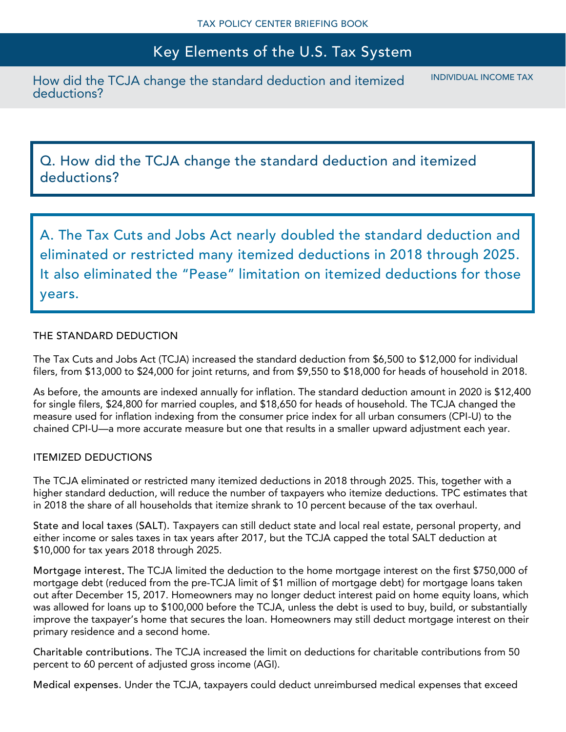# Key Elements of the U.S. Tax System

## How did the TCJA change the standard deduction and itemized deductions?

INDIVIDUAL INCOME TAX

**Q. How did the TCJA change the standard deduction and itemized deductions?**

**A. The Tax Cuts and Jobs Act nearly doubled the standard deduction and eliminated or restricted many itemized deductions in 2018 through 2025. It also eliminated the "Pease" limitation on itemized deductions for those years.**

### THE STANDARD DEDUCTION

The Tax Cuts and Jobs Act (TCJA) increased the standard deduction from $6,500 to $12,000 for individual filers, from $13,000 to $24,000 for joint returns, and from $9,550 to $18,000 for heads of household in 2018.

As before, the amounts are indexed annually for inflation. The standard deduction amount in 2020 is $12,400 for single filers, $24,800 for married couples, and $18,650 for heads of household. The TCJA changed the measure used for inflation indexing from the consumer price index for all urban consumers (CPI-U) to the chained CPI-U—a more accurate measure but one that results in a smaller upward adjustment each year.

### ITEMIZED DEDUCTIONS

The TCJA eliminated or restricted many itemized deductions in 2018 through 2025. This, together with a higher standard deduction, will reduce the number of taxpayers who itemize deductions. TPC estimates that in 2018 the share of all households that itemize shrank to 10 percent because of the tax overhaul.

**State and local taxes (SALT).** Taxpayers can still deduct state and local real estate, personal property, and either income or sales taxes in tax years after 2017, but the TCJA capped the total SALT deduction at $10,000 for tax years 2018 through 2025.

**Mortgage interest.** The TCJA limited the deduction to the home mortgage interest on the first $750,000 of mortgage debt (reduced from the pre-TCJA limit of $1 million of mortgage debt) for mortgage loans taken out after December 15, 2017. Homeowners may no longer deduct interest paid on home equity loans, which was allowed for loans up to $100,000 before the TCJA, unless the debt is used to buy, build, or substantially improve the taxpayer's home that secures the loan. Homeowners may still deduct mortgage interest on their primary residence and a second home.

**Charitable contributions.** The TCJA increased the limit on deductions for charitable contributions from 50 percent to 60 percent of adjusted gross income (AGI).

**Medical expenses.** Under the TCJA, taxpayers could deduct unreimbursed medical expenses that exceed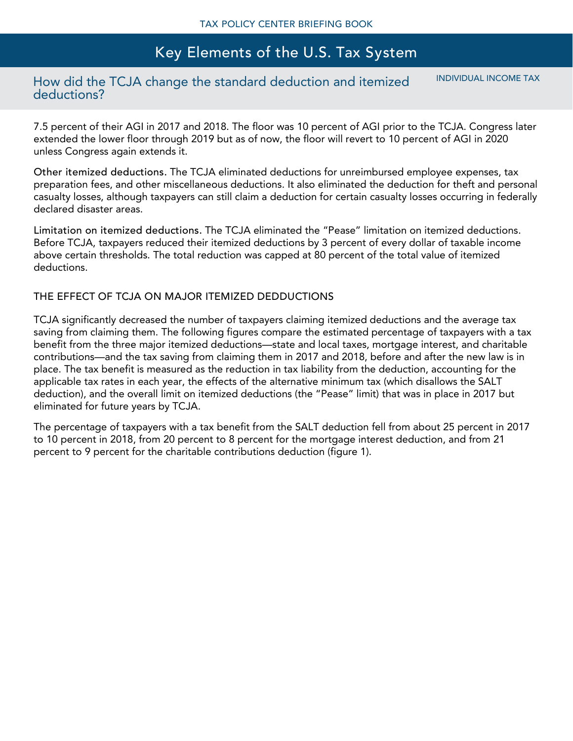7.5 percent of their AGI in 2017 and 2018. The floor was 10 percent of AGI prior to the TCJA. Congress later extended the lower floor through 2019 but as of now, the floor will revert to 10 percent of AGI in 2020 unless Congress again extends it.

**Other itemized deductions.** The TCJA eliminated deductions for unreimbursed employee expenses, tax preparation fees, and other miscellaneous deductions. It also eliminated the deduction for theft and personal casualty losses, although taxpayers can still claim a deduction for certain casualty losses occurring in federally declared disaster areas.

**Limitation on itemized deductions.** The TCJA eliminated the "Pease" limitation on itemized deductions. Before TCJA, taxpayers reduced their itemized deductions by 3 percent of every dollar of taxable income above certain thresholds. The total reduction was capped at 80 percent of the total value of itemized deductions.

## THE EFFECT OF TCJA ON MAJOR ITEMIZED DEDDUCTIONS

TCJA significantly decreased the number of taxpayers claiming itemized deductions and the average tax saving from claiming them. The following figures compare the estimated percentage of taxpayers with a tax benefit from the three major itemized deductions—state and local taxes, mortgage interest, and charitable contributions—and the tax saving from claiming them in 2017 and 2018, before and after the new law is in place. The tax benefit is measured as the reduction in tax liability from the deduction, accounting for the applicable tax rates in each year, the effects of the alternative minimum tax (which disallows the SALT deduction), and the overall limit on itemized deductions (the "Pease" limit) that was in place in 2017 but eliminated for future years by TCJA.

The percentage of taxpayers with a tax benefit from the SALT deduction fell from about 25 percent in 2017 to 10 percent in 2018, from 20 percent to 8 percent for the mortgage interest deduction, and from 21 percent to 9 percent for the charitable contributions deduction (figure 1).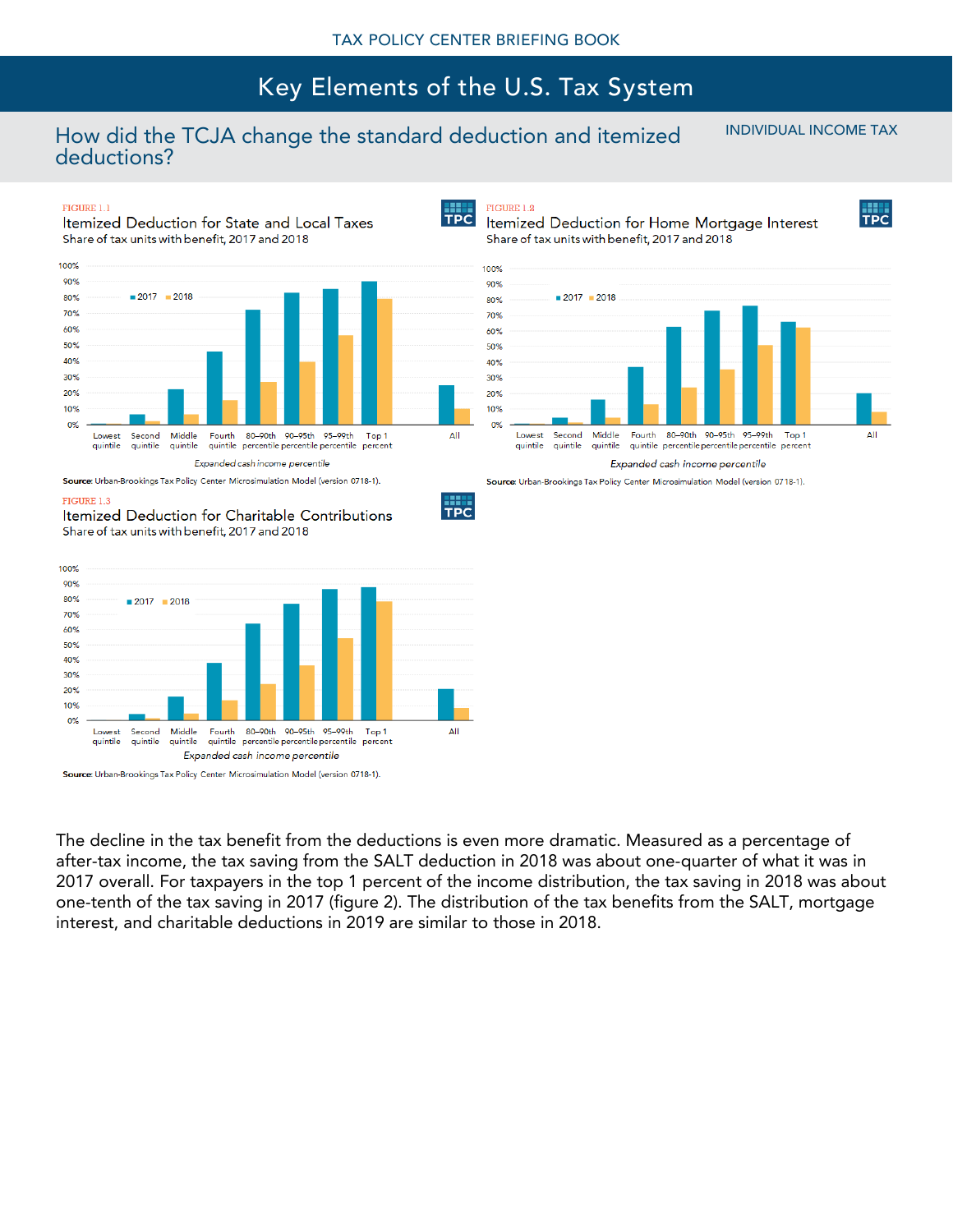# How did the TCJA change the standard deduction and itemized deductions?

INDIVIDUAL INCOME TAX

FIGURE 1.1

**Itemized Deduction for State and Local Taxes**

Share of tax units with benefit, 2017 and 2018

Expanded cash income percentile

**Source**: Urban-Brookings Tax Policy Center Microsimulation Model (version 0718-1).

FIGURE 1.2

**Itemized Deduction for Home Mortgage Interest**

Share of tax units with benefit, 2017 and 2018

Expanded cash income percentile

**Source**: Urban-Brookings Tax Policy Center Microsimulation Model (version 0718-1).

FIGURE 1.3

**Itemized Deduction for Charitable Contributions**

Share of tax units with benefit, 2017 and 2018

Expanded cash income percentile

**Source**: Urban-Brookings Tax Policy Center Microsimulation Model (version 0718-1).

The decline in the tax benefit from the deductions is even more dramatic. Measured as a percentage of after-tax income, the tax saving from the SALT deduction in 2018 was about one-quarter of what it was in 2017 overall. For taxpayers in the top 1 percent of the income distribution, the tax saving in 2018 was about one-tenth of the tax saving in 2017 (figure 2). The distribution of the tax benefits from the SALT, mortgage interest, and charitable deductions in 2019 are similar to those in 2018.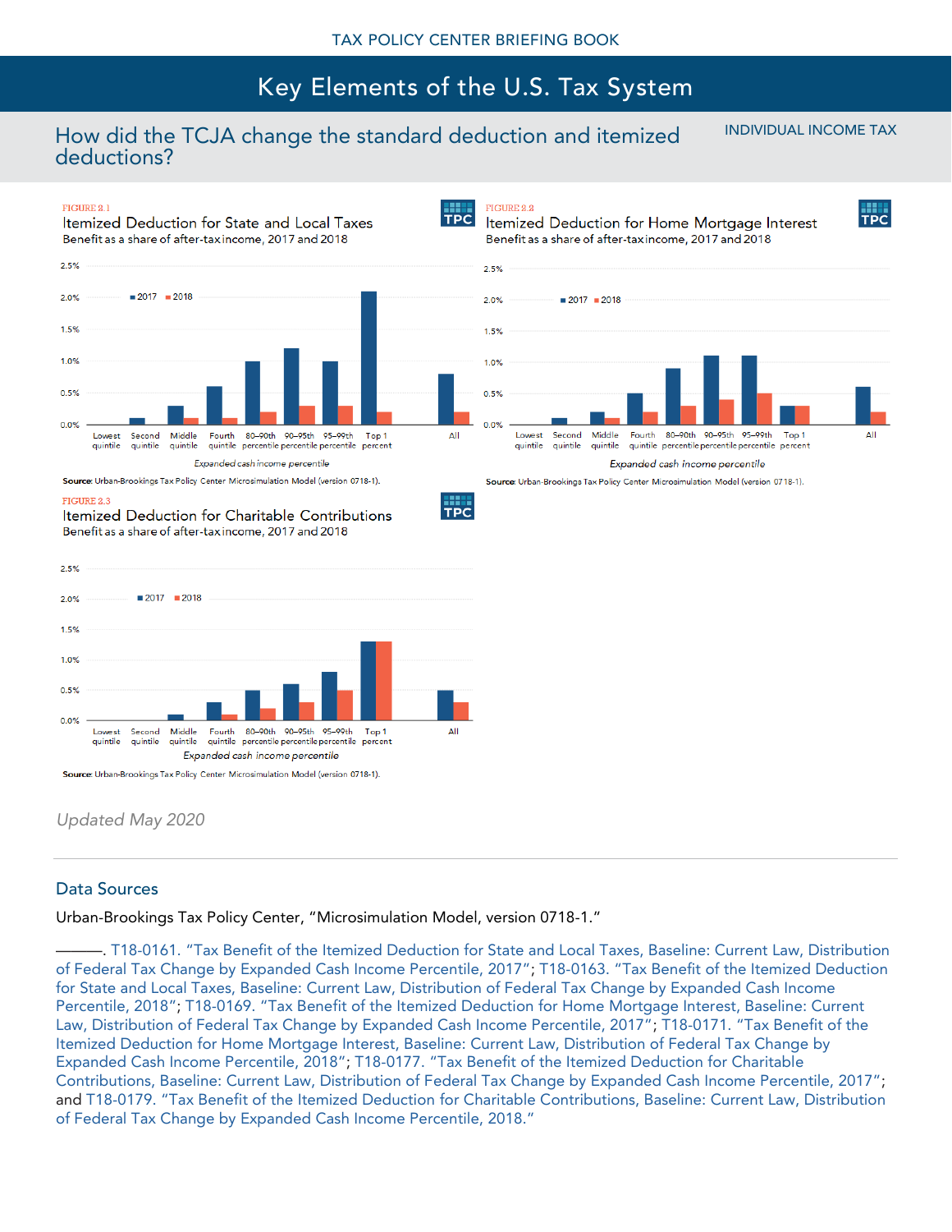TAX POLICY CENTER BRIEFING BOOK

# Key Elements of the U.S. Tax System

## How did the TCJA change the standard deduction and itemized deductions?

INDIVIDUAL INCOME TAX

FIGURE 2.1

**Itemized Deduction for State and Local Taxes**

Benefit as a share of after-tax income, 2017 and 2018

**Source:** Urban-Brookings Tax Policy Center Microsimulation Model (version 0718-1).

FIGURE 2.2

**Itemized Deduction for Home Mortgage Interest**

Benefit as a share of after-tax income, 2017 and 2018

**Source:** Urban-Brookings Tax Policy Center Microsimulation Model (version 0718-1).

FIGURE 2.3

**Itemized Deduction for Charitable Contributions**

Benefit as a share of after-tax income, 2017 and 2018

**Source:** Urban-Brookings Tax Policy Center Microsimulation Model (version 0718-1).

*Updated May 2020*

### Data Sources

Urban-Brookings Tax Policy Center, "Microsimulation Model, version 0718-1."

———. T18-0161. "Tax Benefit of the Itemized Deduction for State and Local Taxes, Baseline: Current Law, Distribution of Federal Tax Change by Expanded Cash Income Percentile, 2017"; T18-0163. "Tax Benefit of the Itemized Deduction for State and Local Taxes, Baseline: Current Law, Distribution of Federal Tax Change by Expanded Cash Income Percentile, 2018"; T18-0169. "Tax Benefit of the Itemized Deduction for Home Mortgage Interest, Baseline: Current Law, Distribution of Federal Tax Change by Expanded Cash Income Percentile, 2017"; T18-0171. "Tax Benefit of the Itemized Deduction for Home Mortgage Interest, Baseline: Current Law, Distribution of Federal Tax Change by Expanded Cash Income Percentile, 2018"; T18-0177. "Tax Benefit of the Itemized Deduction for Charitable Contributions, Baseline: Current Law, Distribution of Federal Tax Change by Expanded Cash Income Percentile, 2017"; and T18-0179. "Tax Benefit of the Itemized Deduction for Charitable Contributions, Baseline: Current Law, Distribution of Federal Tax Change by Expanded Cash Income Percentile, 2018."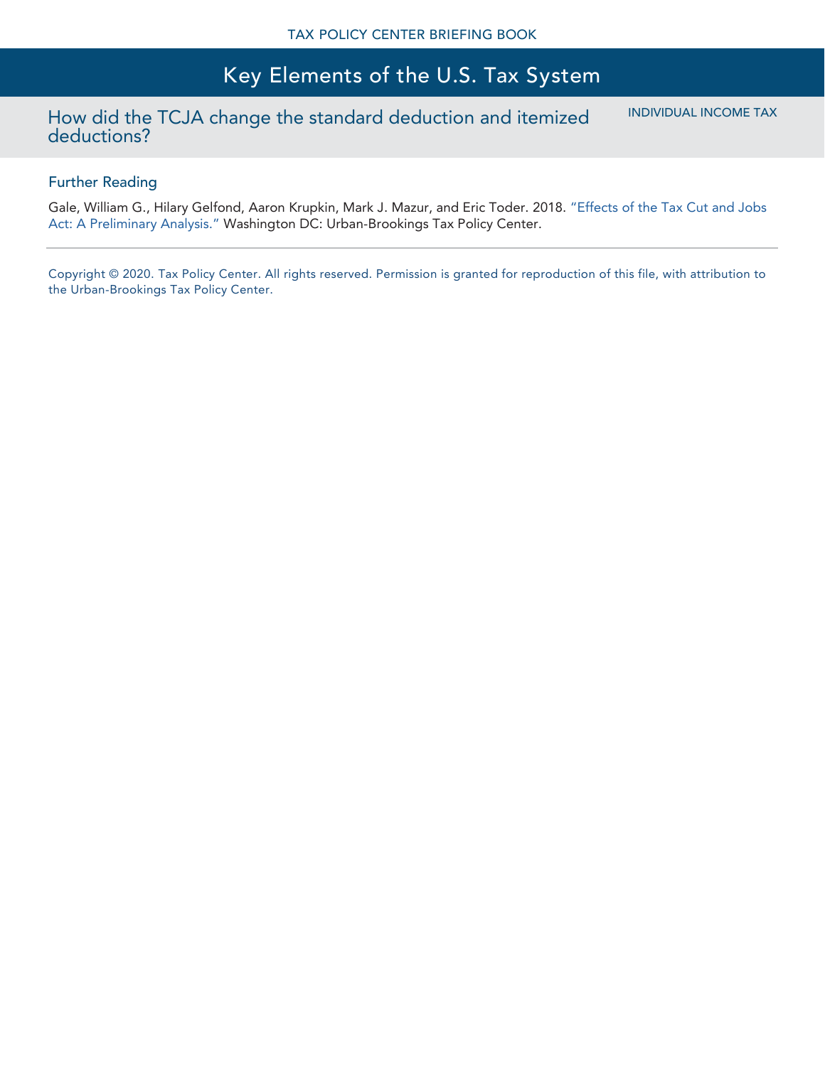## Further Reading

Gale, William G., Hilary Gelfond, Aaron Krupkin, Mark J. Mazur, and Eric Toder. 2018. "Effects of the Tax Cut and Jobs Act: A Preliminary Analysis." Washington DC: Urban-Brookings Tax Policy Center.

---

Copyright © 2020. Tax Policy Center. All rights reserved. Permission is granted for reproduction of this file, with attribution to the Urban-Brookings Tax Policy Center.